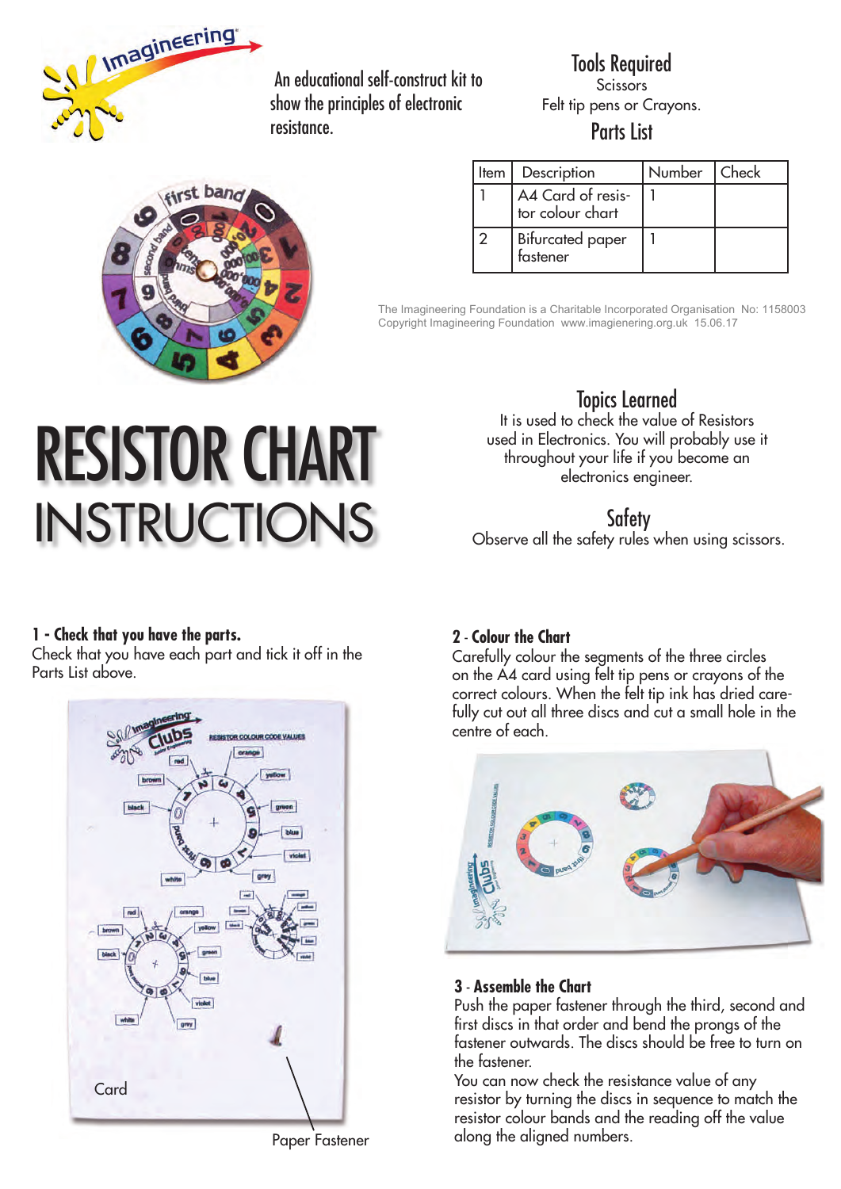An educational self-construct kit to show the principles of electronic resistance.

## Tools Required

Scissors
Felt tip pens or Crayons.

## Parts List

| Item | Description | Number | Check |
|---|---|---|---|
| 1 | A4 Card of resistor colour chart | 1 | |
| 2 | Bifurcated paper fastener | 1 | |

The Imagineering Foundation is a Charitable Incorporated Organisation No: 1158003
Copyright Imagineering Foundation www.imagineering.org.uk 15.06.17

# RESISTOR CHART INSTRUCTIONS

## Topics Learned

It is used to check the value of Resistors used in Electronics. You will probably use it throughout your life if you become an electronics engineer.

## Safety

Observe all the safety rules when using scissors.

### 1 - Check that you have the parts.

Check that you have each part and tick it off in the Parts List above.

Card

Paper Fastener

### 2 - Colour the Chart

Carefully colour the segments of the three circles on the A4 card using felt tip pens or crayons of the correct colours. When the felt tip ink has dried carefully cut out all three discs and cut a small hole in the centre of each.

### 3 - Assemble the Chart

Push the paper fastener through the third, second and first discs in that order and bend the prongs of the fastener outwards. The discs should be free to turn on the fastener.

You can now check the resistance value of any resistor by turning the discs in sequence to match the resistor colour bands and the reading off the value along the aligned numbers.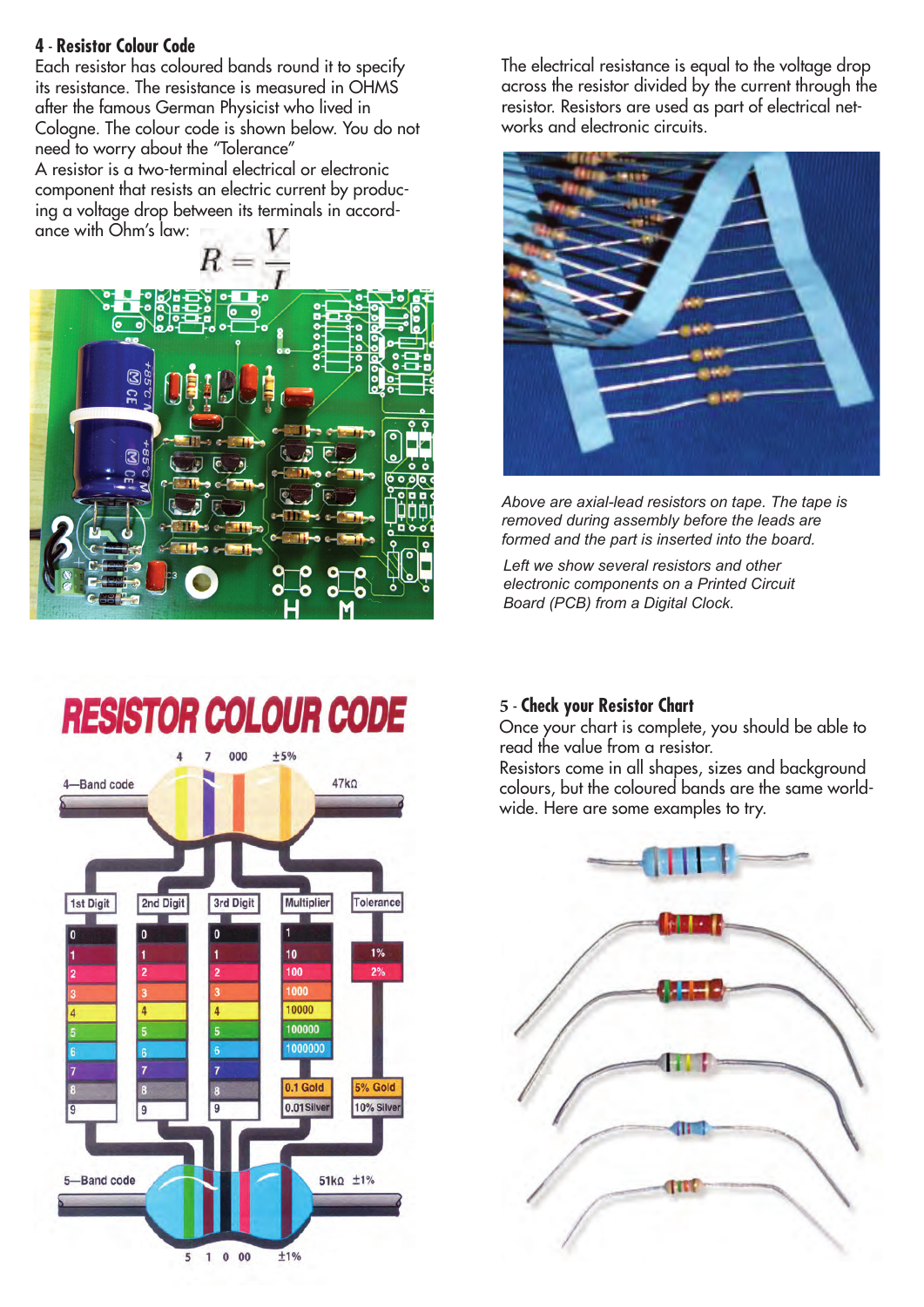## 4 - Resistor Colour Code

Each resistor has coloured bands round it to specify its resistance. The resistance is measured in OHMS after the famous German Physicist who lived in Cologne. The colour code is shown below. You do not need to worry about the "Tolerance"

A resistor is a two-terminal electrical or electronic component that resists an electric current by producing a voltage drop between its terminals in accordance with Ohm's law:

$$R = \frac{V}{I}$$

The electrical resistance is equal to the voltage drop across the resistor divided by the current through the resistor. Resistors are used as part of electrical networks and electronic circuits.

*Above are axial-lead resistors on tape. The tape is removed during assembly before the leads are formed and the part is inserted into the board.*

*Left we show several resistors and other electronic components on a Printed Circuit Board (PCB) from a Digital Clock.*

## RESISTOR COLOUR CODE

4—Band code

4 7 000 ±5%

47kΩ

| 1st Digit | 2nd Digit | 3rd Digit | Multiplier | Tolerance |
|---|---|---|---|---|
| 0 | 0 | 0 | 1 | |
| 1 | 1 | 1 | 10 | 1% |
| 2 | 2 | 2 | 100 | 2% |
| 3 | 3 | 3 | 1000 | |
| 4 | 4 | 4 | 10000 | |
| 5 | 5 | 5 | 100000 | |
| 6 | 6 | 6 | 1000000 | |
| 7 | 7 | 7 | | |
| 8 | 8 | 8 | 0.1 Gold | 5% Gold |
| 9 | 9 | 9 | 0.01 Silver | 10% Silver |

5—Band code

51kΩ ±1%

5 1 0 00 ±1%

## 5 - Check your Resistor Chart

Once your chart is complete, you should be able to read the value from a resistor.

Resistors come in all shapes, sizes and background colours, but the coloured bands are the same worldwide. Here are some examples to try.